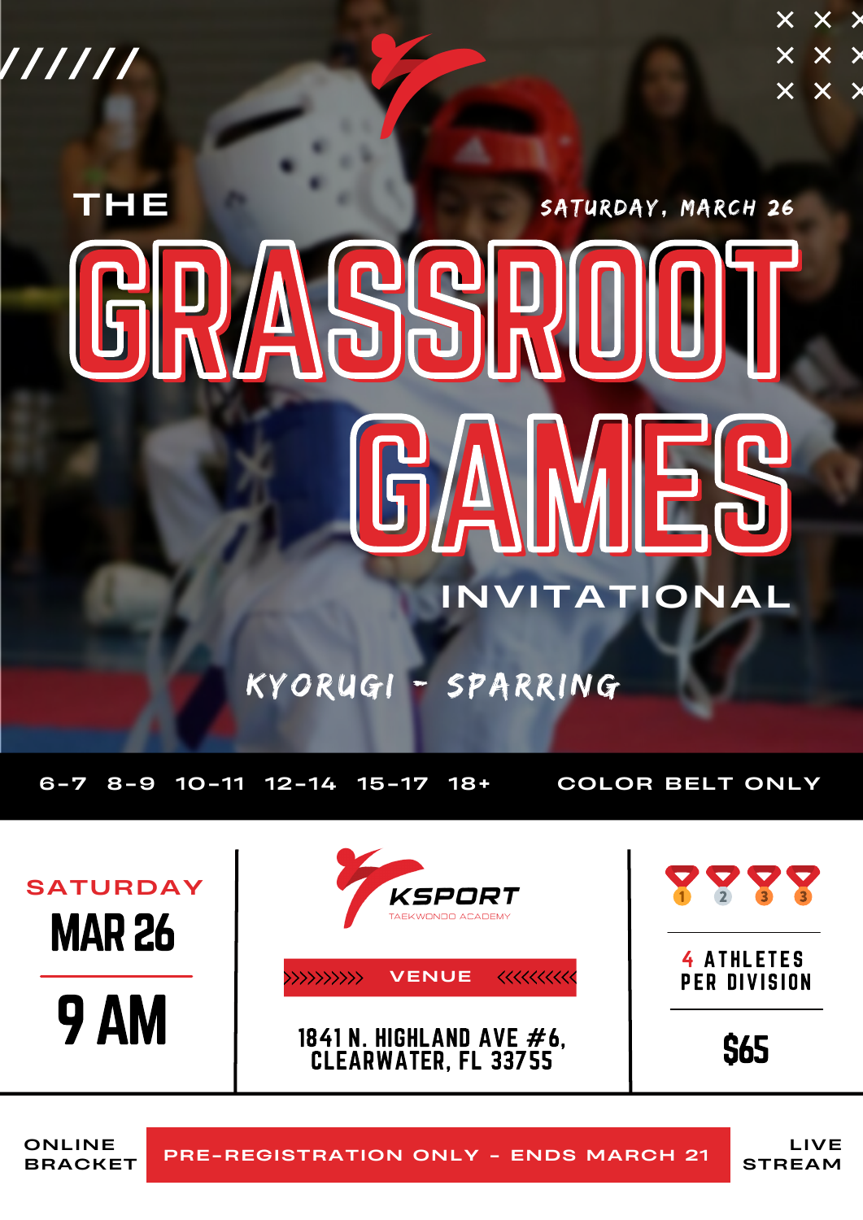THE

SATURDAY, MARCH 26

# GRASSROOT GAMES

INVITATIONAL

KYORUGI - SPARRING

6-7 8-9 10-11 12-14 15-17 18+ COLOR BELT ONLY

SATURDAY

MAR 26

9 AM

KSPORT

TAEKWONDO ACADEMY

VENUE

1841 N. HIGHLAND AVE #6,
CLEARWATER, FL 33755

1 2 3 3

4 ATHLETES PER DIVISION

$65

ONLINE BRACKET

PRE-REGISTRATION ONLY - ENDS MARCH 21

LIVE STREAM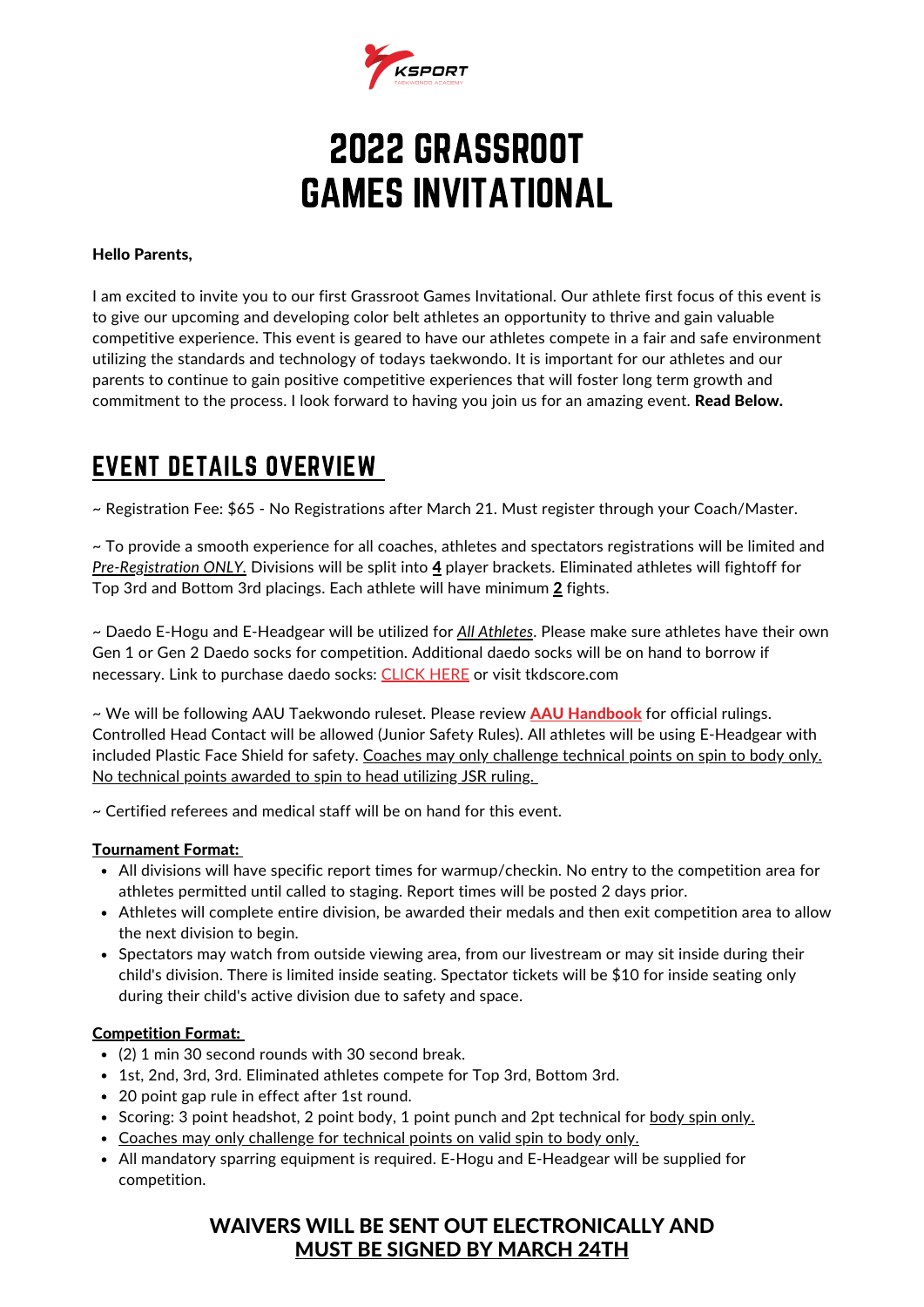# 2022 GRASSROOT GAMES INVITATIONAL

**Hello Parents,**

I am excited to invite you to our first Grassroot Games Invitational. Our athlete first focus of this event is to give our upcoming and developing color belt athletes an opportunity to thrive and gain valuable competitive experience. This event is geared to have our athletes compete in a fair and safe environment utilizing the standards and technology of todays taekwondo. It is important for our athletes and our parents to continue to gain positive competitive experiences that will foster long term growth and commitment to the process. I look forward to having you join us for an amazing event. **Read Below.**

## EVENT DETAILS OVERVIEW

~ Registration Fee: $65 - No Registrations after March 21. Must register through your Coach/Master.

~ To provide a smooth experience for all coaches, athletes and spectators registrations will be limited and *Pre-Registration ONLY.* Divisions will be split into **4** player brackets. Eliminated athletes will fightoff for Top 3rd and Bottom 3rd placings. Each athlete will have minimum **2** fights.

~ Daedo E-Hogu and E-Headgear will be utilized for *All Athletes*. Please make sure athletes have their own Gen 1 or Gen 2 Daedo socks for competition. Additional daedo socks will be on hand to borrow if necessary. Link to purchase daedo socks: CLICK HERE or visit tkdscore.com

~ We will be following AAU Taekwondo ruleset. Please review **AAU Handbook** for official rulings. Controlled Head Contact will be allowed (Junior Safety Rules). All athletes will be using E-Headgear with included Plastic Face Shield for safety. Coaches may only challenge technical points on spin to body only. No technical points awarded to spin to head utilizing JSR ruling.

~ Certified referees and medical staff will be on hand for this event.

**Tournament Format:**

- All divisions will have specific report times for warmup/checkin. No entry to the competition area for athletes permitted until called to staging. Report times will be posted 2 days prior.
- Athletes will complete entire division, be awarded their medals and then exit competition area to allow the next division to begin.
- Spectators may watch from outside viewing area, from our livestream or may sit inside during their child's division. There is limited inside seating. Spectator tickets will be $10 for inside seating only during their child's active division due to safety and space.

**Competition Format:**

- (2) 1 min 30 second rounds with 30 second break.
- 1st, 2nd, 3rd, 3rd. Eliminated athletes compete for Top 3rd, Bottom 3rd.
- 20 point gap rule in effect after 1st round.
- Scoring: 3 point headshot, 2 point body, 1 point punch and 2pt technical for body spin only.
- Coaches may only challenge for technical points on valid spin to body only.
- All mandatory sparring equipment is required. E-Hogu and E-Headgear will be supplied for competition.

**WAIVERS WILL BE SENT OUT ELECTRONICALLY AND MUST BE SIGNED BY MARCH 24TH**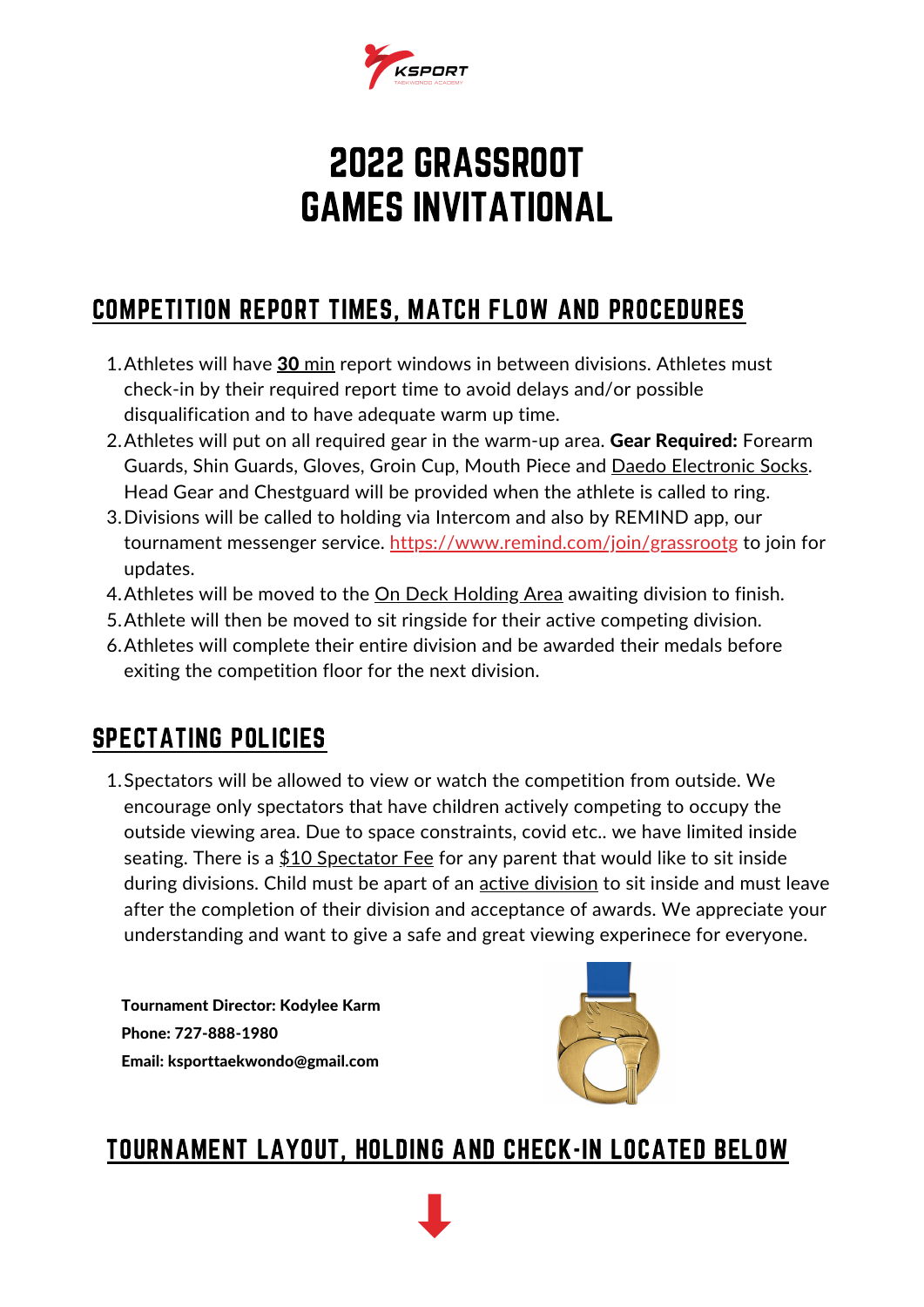KSPORT
TAEKWONDO ACADEMY

# 2022 GRASSROOT GAMES INVITATIONAL

## COMPETITION REPORT TIMES, MATCH FLOW AND PROCEDURES

1. Athletes will have **30** min report windows in between divisions. Athletes must check-in by their required report time to avoid delays and/or possible disqualification and to have adequate warm up time.
2. Athletes will put on all required gear in the warm-up area. **Gear Required:** Forearm Guards, Shin Guards, Gloves, Groin Cup, Mouth Piece and Daedo Electronic Socks. Head Gear and Chestguard will be provided when the athlete is called to ring.
3. Divisions will be called to holding via Intercom and also by REMIND app, our tournament messenger service. https://www.remind.com/join/grassrootg to join for updates.
4. Athletes will be moved to the On Deck Holding Area awaiting division to finish.
5. Athlete will then be moved to sit ringside for their active competing division.
6. Athletes will complete their entire division and be awarded their medals before exiting the competition floor for the next division.

## SPECTATING POLICIES

1. Spectators will be allowed to view or watch the competition from outside. We encourage only spectators that have children actively competing to occupy the outside viewing area. Due to space constraints, covid etc.. we have limited inside seating. There is a $10 Spectator Fee for any parent that would like to sit inside during divisions. Child must be apart of an active division to sit inside and must leave after the completion of their division and acceptance of awards. We appreciate your understanding and want to give a safe and great viewing experinece for everyone.

**Tournament Director: Kodylee Karm**
**Phone: 727-888-1980**
**Email: ksporttaekwondo@gmail.com**

## TOURNAMENT LAYOUT, HOLDING AND CHECK-IN LOCATED BELOW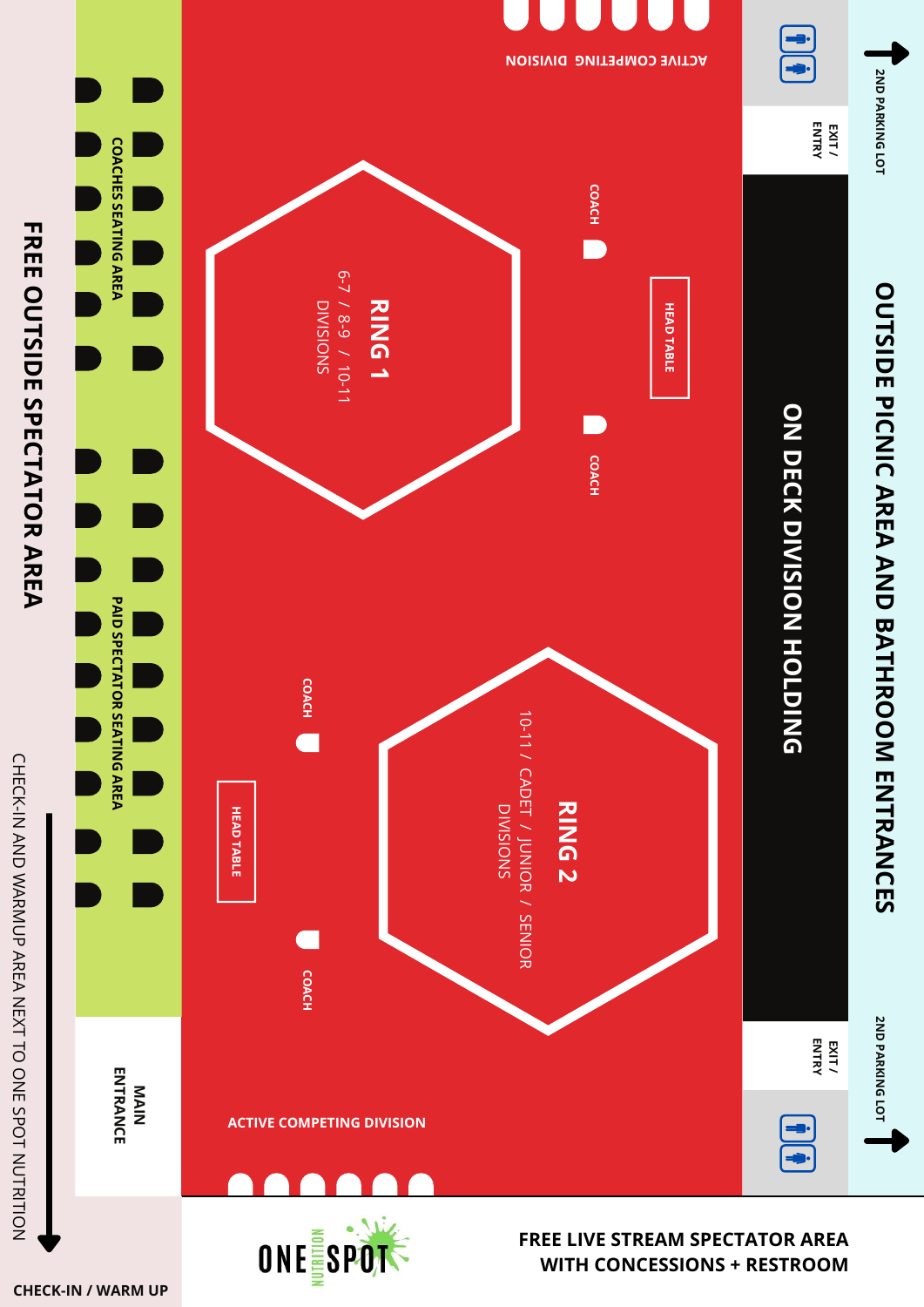FREE OUTSIDE SPECTATOR AREA

CHECK-IN AND WARMUP AREA NEXT TO ONE SPOT NUTRITION

CHECK-IN / WARM UP

COACHES SEATING AREA

PAID SPECTATOR SEATING AREA

MAIN ENTRANCE

ACTIVE COMPETING DIVISION

RING 1

6-7 / 8-9 / 10-11 DIVISIONS

COACH

HEAD TABLE

COACH

RING 2

10-11 / CADET / JUNIOR / SENIOR DIVISIONS

COACH

HEAD TABLE

COACH

ACTIVE COMPETING DIVISION

ON DECK DIVISION HOLDING

EXIT / ENTRY

EXIT / ENTRY

OUTSIDE PICNIC AREA AND BATHROOM ENTRANCES

2ND PARKING LOT

2ND PARKING LOT

ONE SPOT NUTRITION

FREE LIVE STREAM SPECTATOR AREA WITH CONCESSIONS + RESTROOM